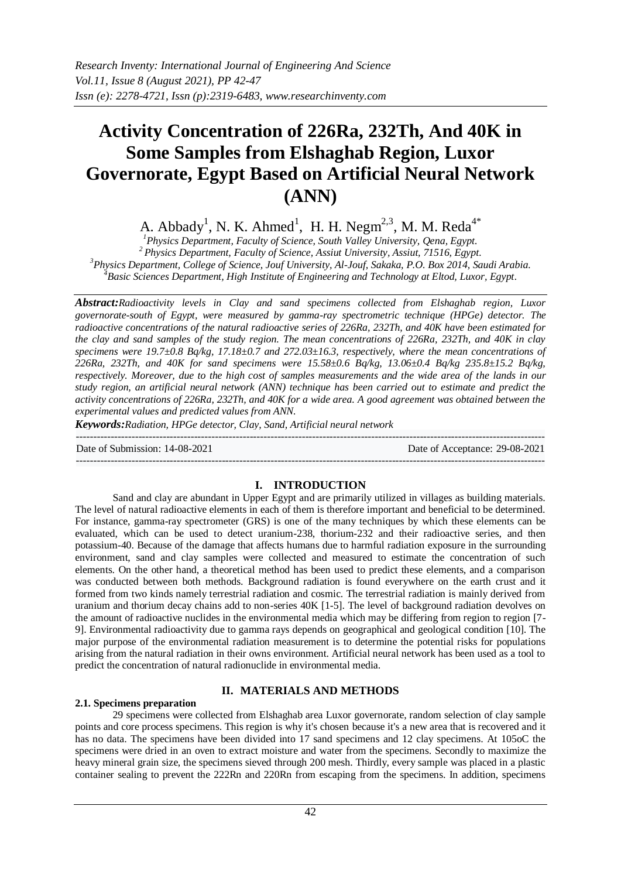# Activity Concentration of 226Ra, 232Th, And 40K in Some Samples from Elshaghab Region, Luxor Governorate, Egypt Based on Artificial Neural Network (ANN)

A. Abbady[1], N. K. Ahmed[1], H. H. Negm[2,3], M. M. Reda[4*]

[1] *Physics Department, Faculty of Science, South Valley University, Qena, Egypt.*
[2] *Physics Department, Faculty of Science, Assiut University, Assiut, 71516, Egypt.*
[3] *Physics Department, College of Science, Jouf University, Al-Jouf, Sakaka, P.O. Box 2014, Saudi Arabia.*
[4] *Basic Sciences Department, High Institute of Engineering and Technology at Eltod, Luxor, Egypt.*

***Abstract:*** *Radioactivity levels in Clay and sand specimens collected from Elshaghab region, Luxor governorate-south of Egypt, were measured by gamma-ray spectrometric technique (HPGe) detector. The radioactive concentrations of the natural radioactive series of 226Ra, 232Th, and 40K have been estimated for the clay and sand samples of the study region. The mean concentrations of 226Ra, 232Th, and 40K in clay specimens were 19.7±0.8 Bq/kg, 17.18±0.7 and 272.03±16.3, respectively, where the mean concentrations of 226Ra, 232Th, and 40K for sand specimens were 15.58±0.6 Bq/kg, 13.06±0.4 Bq/kg 235.8±15.2 Bq/kg, respectively. Moreover, due to the high cost of samples measurements and the wide area of the lands in our study region, an artificial neural network (ANN) technique has been carried out to estimate and predict the activity concentrations of 226Ra, 232Th, and 40K for a wide area. A good agreement was obtained between the experimental values and predicted values from ANN.*

***Keywords:*** *Radiation, HPGe detector, Clay, Sand, Artificial neural network*

Date of Submission: 14-08-2021 Date of Acceptance: 29-08-2021

## I. INTRODUCTION

Sand and clay are abundant in Upper Egypt and are primarily utilized in villages as building materials. The level of natural radioactive elements in each of them is therefore important and beneficial to be determined. For instance, gamma-ray spectrometer (GRS) is one of the many techniques by which these elements can be evaluated, which can be used to detect uranium-238, thorium-232 and their radioactive series, and then potassium-40. Because of the damage that affects humans due to harmful radiation exposure in the surrounding environment, sand and clay samples were collected and measured to estimate the concentration of such elements. On the other hand, a theoretical method has been used to predict these elements, and a comparison was conducted between both methods. Background radiation is found everywhere on the earth crust and it formed from two kinds namely terrestrial radiation and cosmic. The terrestrial radiation is mainly derived from uranium and thorium decay chains add to non-series 40K [1-5]. The level of background radiation devolves on the amount of radioactive nuclides in the environmental media which may be differing from region to region [7-9]. Environmental radioactivity due to gamma rays depends on geographical and geological condition [10]. The major purpose of the environmental radiation measurement is to determine the potential risks for populations arising from the natural radiation in their owns environment. Artificial neural network has been used as a tool to predict the concentration of natural radionuclide in environmental media.

## II. MATERIALS AND METHODS

### 2.1. Specimens preparation

29 specimens were collected from Elshaghab area Luxor governorate, random selection of clay sample points and core process specimens. This region is why it's chosen because it's a new area that is recovered and it has no data. The specimens have been divided into 17 sand specimens and 12 clay specimens. At 105oC the specimens were dried in an oven to extract moisture and water from the specimens. Secondly to maximize the heavy mineral grain size, the specimens sieved through 200 mesh. Thirdly, every sample was placed in a plastic container sealing to prevent the 222Rn and 220Rn from escaping from the specimens. In addition, specimens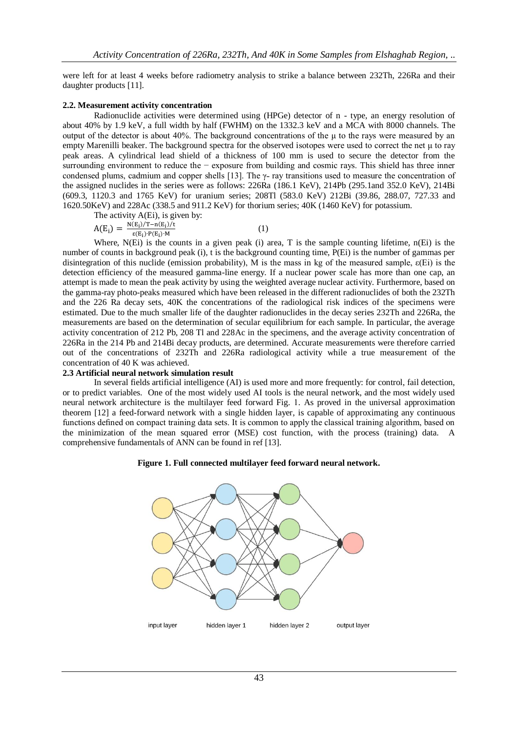were left for at least 4 weeks before radiometry analysis to strike a balance between 232Th, 226Ra and their daughter products [11].

### 2.2. Measurement activity concentration

Radionuclide activities were determined using (HPGe) detector of n - type, an energy resolution of about 40% by 1.9 keV, a full width by half (FWHM) on the 1332.3 keV and a MCA with 8000 channels. The output of the detector is about 40%. The background concentrations of the μ to the rays were measured by an empty Marenilli beaker. The background spectra for the observed isotopes were used to correct the net μ to ray peak areas. A cylindrical lead shield of a thickness of 100 mm is used to secure the detector from the surrounding environment to reduce the − exposure from building and cosmic rays. This shield has three inner condensed plums, cadmium and copper shells [13]. The γ- ray transitions used to measure the concentration of the assigned nuclides in the series were as follows: 226Ra (186.1 KeV), 214Pb (295.1and 352.0 KeV), 214Bi (609.3, 1120.3 and 1765 KeV) for uranium series; 208Tl (583.0 KeV) 212Bi (39.86, 288.07, 727.33 and 1620.50KeV) and 228Ac (338.5 and 911.2 KeV) for thorium series; 40K (1460 KeV) for potassium.

The activity A(Ei), is given by:

$$A(E_i) = \frac{N(E_i)/T - n(E_i)/t}{\varepsilon(E_i) \cdot P(E_i) \cdot M} \quad (1)$$

Where, N(Ei) is the counts in a given peak (i) area, T is the sample counting lifetime, n(Ei) is the number of counts in background peak (i), t is the background counting time, P(Ei) is the number of gammas per disintegration of this nuclide (emission probability), M is the mass in kg of the measured sample, ε(Ei) is the detection efficiency of the measured gamma-line energy. If a nuclear power scale has more than one cap, an attempt is made to mean the peak activity by using the weighted average nuclear activity. Furthermore, based on the gamma-ray photo-peaks measured which have been released in the different radionuclides of both the 232Th and the 226 Ra decay sets, 40K the concentrations of the radiological risk indices of the specimens were estimated. Due to the much smaller life of the daughter radionuclides in the decay series 232Th and 226Ra, the measurements are based on the determination of secular equilibrium for each sample. In particular, the average activity concentration of 212 Pb, 208 Tl and 228Ac in the specimens, and the average activity concentration of 226Ra in the 214 Pb and 214Bi decay products, are determined. Accurate measurements were therefore carried out of the concentrations of 232Th and 226Ra radiological activity while a true measurement of the concentration of 40 K was achieved.

### 2.3 Artificial neural network simulation result

In several fields artificial intelligence (AI) is used more and more frequently: for control, fail detection, or to predict variables. One of the most widely used AI tools is the neural network, and the most widely used neural network architecture is the multilayer feed forward Fig. 1. As proved in the universal approximation theorem [12] a feed-forward network with a single hidden layer, is capable of approximating any continuous functions defined on compact training data sets. It is common to apply the classical training algorithm, based on the minimization of the mean squared error (MSE) cost function, with the process (training) data. A comprehensive fundamentals of ANN can be found in ref [13].

**Figure 1. Full connected multilayer feed forward neural network.**

input layer

hidden layer 1

hidden layer 2

output layer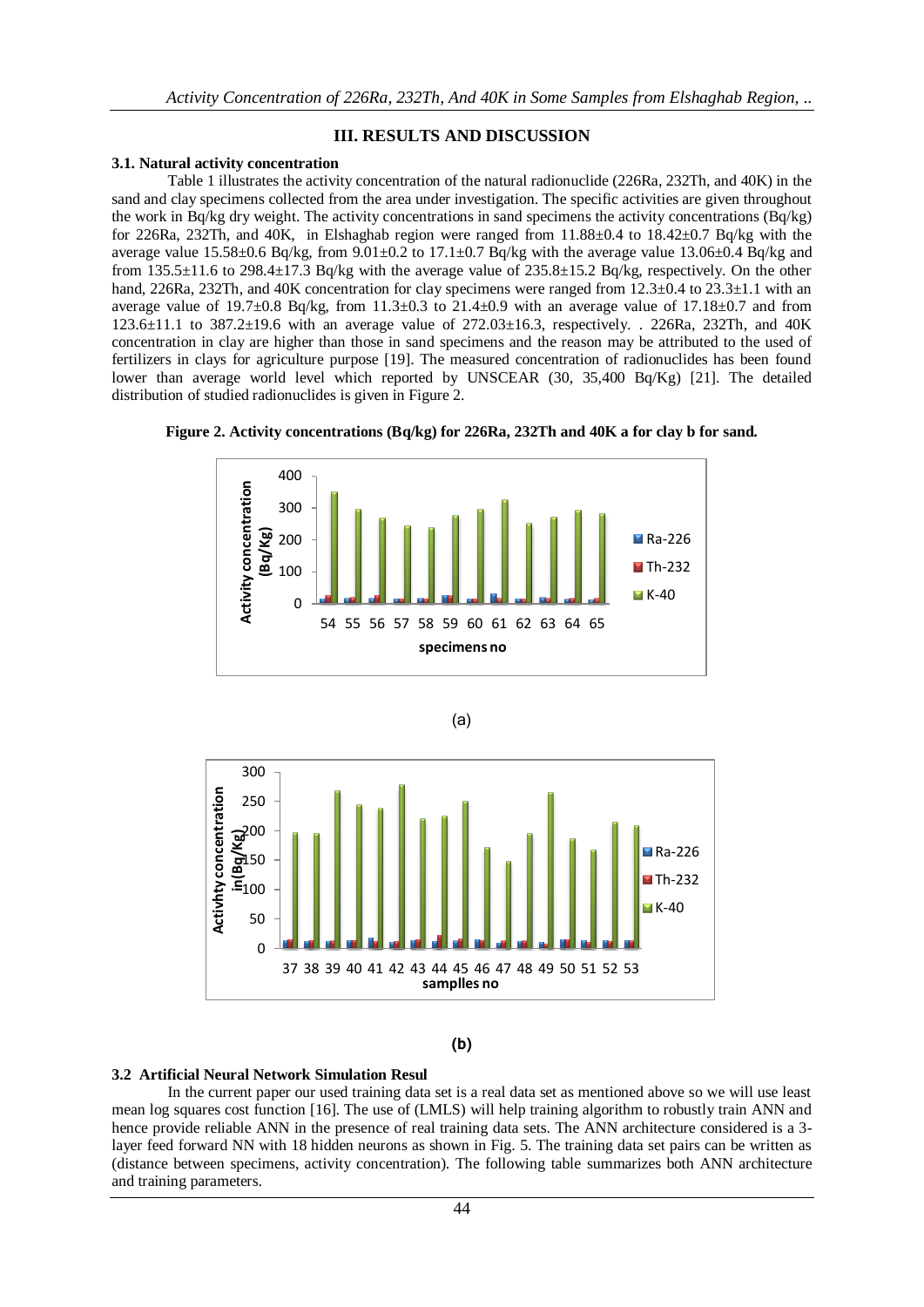## III. RESULTS AND DISCUSSION

### 3.1. Natural activity concentration

Table 1 illustrates the activity concentration of the natural radionuclide (226Ra, 232Th, and 40K) in the sand and clay specimens collected from the area under investigation. The specific activities are given throughout the work in Bq/kg dry weight. The activity concentrations in sand specimens the activity concentrations (Bq/kg) for 226Ra, 232Th, and 40K, in Elshaghab region were ranged from 11.88±0.4 to 18.42±0.7 Bq/kg with the average value 15.58±0.6 Bq/kg, from 9.01±0.2 to 17.1±0.7 Bq/kg with the average value 13.06±0.4 Bq/kg and from 135.5±11.6 to 298.4±17.3 Bq/kg with the average value of 235.8±15.2 Bq/kg, respectively. On the other hand, 226Ra, 232Th, and 40K concentration for clay specimens were ranged from 12.3±0.4 to 23.3±1.1 with an average value of 19.7±0.8 Bq/kg, from 11.3±0.3 to 21.4±0.9 with an average value of 17.18±0.7 and from 123.6±11.1 to 387.2±19.6 with an average value of 272.03±16.3, respectively. . 226Ra, 232Th, and 40K concentration in clay are higher than those in sand specimens and the reason may be attributed to the used of fertilizers in clays for agriculture purpose [19]. The measured concentration of radionuclides has been found lower than average world level which reported by UNSCEAR (30, 35,400 Bq/Kg) [21]. The detailed distribution of studied radionuclides is given in Figure 2.

**Figure 2. Activity concentrations (Bq/kg) for 226Ra, 232Th and 40K a for clay b for sand.**

Activity concentration (Bq/Kg)
400
300
200
100
0
54 55 56 57 58 59 60 61 62 63 64 65
specimens no
Ra-226
Th-232
K-40

(a)

Activivhty concentration in(Bq/Kg)
300
250
200
150
100
50
0
37 38 39 40 41 42 43 44 45 46 47 48 49 50 51 52 53
samplles no
Ra-226
Th-232
K-40

**(b)**

### 3.2 Artificial Neural Network Simulation Resul

In the current paper our used training data set is a real data set as mentioned above so we will use least mean log squares cost function [16]. The use of (LMLS) will help training algorithm to robustly train ANN and hence provide reliable ANN in the presence of real training data sets. The ANN architecture considered is a 3-layer feed forward NN with 18 hidden neurons as shown in Fig. 5. The training data set pairs can be written as (distance between specimens, activity concentration). The following table summarizes both ANN architecture and training parameters.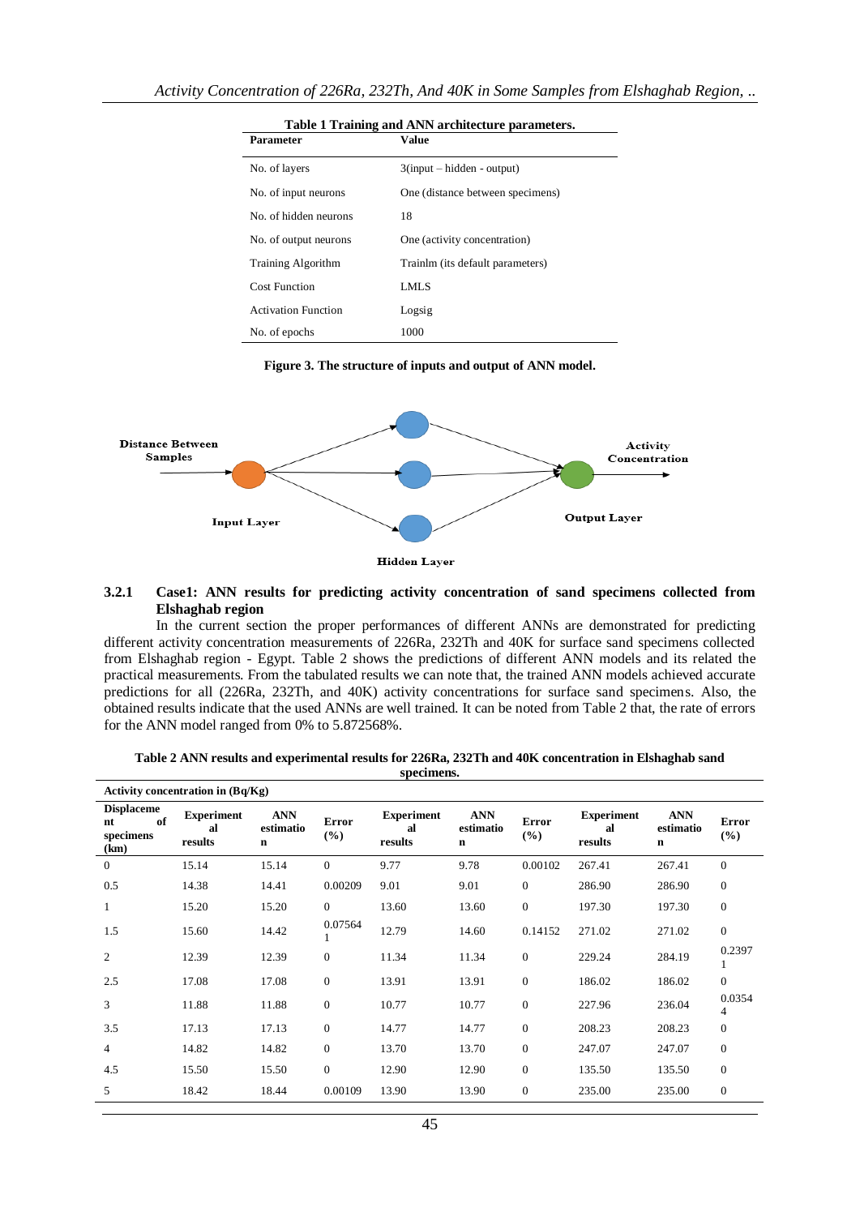**Table 1 Training and ANN architecture parameters.**

| Parameter | Value |
|---|---|
| No. of layers | 3(input – hidden - output) |
| No. of input neurons | One (distance between specimens) |
| No. of hidden neurons | 18 |
| No. of output neurons | One (activity concentration) |
| Training Algorithm | Trainlm (its default parameters) |
| Cost Function | LMLS |
| Activation Function | Logsig |
| No. of epochs | 1000 |

**Figure 3. The structure of inputs and output of ANN model.**

Distance Between Samples

Activity Concentration

Input Layer

Output Layer

Hidden Layer

### 3.2.1 Case1: ANN results for predicting activity concentration of sand specimens collected from Elshaghab region

In the current section the proper performances of different ANNs are demonstrated for predicting different activity concentration measurements of 226Ra, 232Th and 40K for surface sand specimens collected from Elshaghab region - Egypt. Table 2 shows the predictions of different ANN models and its related the practical measurements. From the tabulated results we can note that, the trained ANN models achieved accurate predictions for all (226Ra, 232Th, and 40K) activity concentrations for surface sand specimens. Also, the obtained results indicate that the used ANNs are well trained. It can be noted from Table 2 that, the rate of errors for the ANN model ranged from 0% to 5.872568%.

**Table 2 ANN results and experimental results for 226Ra, 232Th and 40K concentration in Elshaghab sand specimens.**

| Activity concentration in (Bq/Kg) | | | | | | | | | |
|---|---|---|---|---|---|---|---|---|---|
| Displacement of specimens (km) | Experimental results | ANN estimation | Error (%) | Experimental results | ANN estimation | Error (%) | Experimental results | ANN estimation | Error (%) |
| 0 | 15.14 | 15.14 | 0 | 9.77 | 9.78 | 0.00102 | 267.41 | 267.41 | 0 |
| 0.5 | 14.38 | 14.41 | 0.00209 | 9.01 | 9.01 | 0 | 286.90 | 286.90 | 0 |
| 1 | 15.20 | 15.20 | 0 | 13.60 | 13.60 | 0 | 197.30 | 197.30 | 0 |
| 1.5 | 15.60 | 14.42 | 0.075641 | 12.79 | 14.60 | 0.14152 | 271.02 | 271.02 | 0 |
| 2 | 12.39 | 12.39 | 0 | 11.34 | 11.34 | 0 | 229.24 | 284.19 | 0.23971 |
| 2.5 | 17.08 | 17.08 | 0 | 13.91 | 13.91 | 0 | 186.02 | 186.02 | 0 |
| 3 | 11.88 | 11.88 | 0 | 10.77 | 10.77 | 0 | 227.96 | 236.04 | 0.03544 |
| 3.5 | 17.13 | 17.13 | 0 | 14.77 | 14.77 | 0 | 208.23 | 208.23 | 0 |
| 4 | 14.82 | 14.82 | 0 | 13.70 | 13.70 | 0 | 247.07 | 247.07 | 0 |
| 4.5 | 15.50 | 15.50 | 0 | 12.90 | 12.90 | 0 | 135.50 | 135.50 | 0 |
| 5 | 18.42 | 18.44 | 0.00109 | 13.90 | 13.90 | 0 | 235.00 | 235.00 | 0 |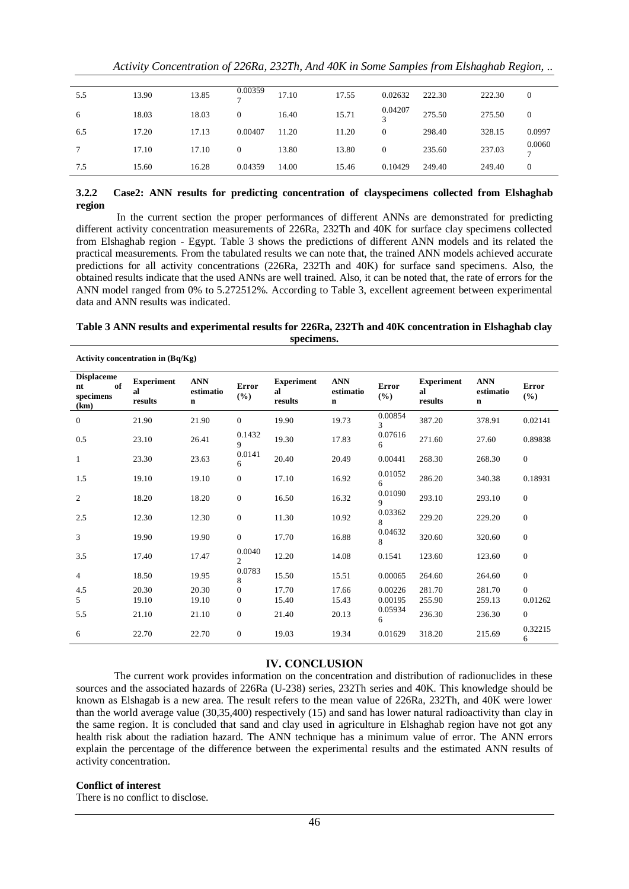| | | | | | | | | | |
|---|---|---|---|---|---|---|---|---|---|
| 5.5 | 13.90 | 13.85 | 0.003597 | 17.10 | 17.55 | 0.02632 | 222.30 | 222.30 | 0 |
| 6 | 18.03 | 18.03 | 0 | 16.40 | 15.71 | 0.042073 | 275.50 | 275.50 | 0 |
| 6.5 | 17.20 | 17.13 | 0.00407 | 11.20 | 11.20 | 0 | 298.40 | 328.15 | 0.0997 |
| 7 | 17.10 | 17.10 | 0 | 13.80 | 13.80 | 0 | 235.60 | 237.03 | 0.00607 |
| 7.5 | 15.60 | 16.28 | 0.04359 | 14.00 | 15.46 | 0.10429 | 249.40 | 249.40 | 0 |

### 3.2.2 Case2: ANN results for predicting concentration of clayspecimens collected from Elshaghab region

In the current section the proper performances of different ANNs are demonstrated for predicting different activity concentration measurements of 226Ra, 232Th and 40K for surface clay specimens collected from Elshaghab region - Egypt. Table 3 shows the predictions of different ANN models and its related the practical measurements. From the tabulated results we can note that, the trained ANN models achieved accurate predictions for all activity concentrations (226Ra, 232Th and 40K) for surface sand specimens. Also, the obtained results indicate that the used ANNs are well trained. Also, it can be noted that, the rate of errors for the ANN model ranged from 0% to 5.272512%. According to Table 3, excellent agreement between experimental data and ANN results was indicated.

**Table 3 ANN results and experimental results for 226Ra, 232Th and 40K concentration in Elshaghab clay specimens.**

**Activity concentration in (Bq/Kg)**

| Displacement of specimens (km) | Experimental results | ANN estimation | Error (%) | Experimental results | ANN estimation | Error (%) | Experimental results | ANN estimation | Error (%) |
|---|---|---|---|---|---|---|---|---|---|
| 0 | 21.90 | 21.90 | 0 | 19.90 | 19.73 | 0.008543 | 387.20 | 378.91 | 0.02141 |
| 0.5 | 23.10 | 26.41 | 0.14329 | 19.30 | 17.83 | 0.076166 | 271.60 | 27.60 | 0.89838 |
| 1 | 23.30 | 23.63 | 0.01416 | 20.40 | 20.49 | 0.00441 | 268.30 | 268.30 | 0 |
| 1.5 | 19.10 | 19.10 | 0 | 17.10 | 16.92 | 0.010526 | 286.20 | 340.38 | 0.18931 |
| 2 | 18.20 | 18.20 | 0 | 16.50 | 16.32 | 0.010909 | 293.10 | 293.10 | 0 |
| 2.5 | 12.30 | 12.30 | 0 | 11.30 | 10.92 | 0.033628 | 229.20 | 229.20 | 0 |
| 3 | 19.90 | 19.90 | 0 | 17.70 | 16.88 | 0.046328 | 320.60 | 320.60 | 0 |
| 3.5 | 17.40 | 17.47 | 0.00402 | 12.20 | 14.08 | 0.1541 | 123.60 | 123.60 | 0 |
| 4 | 18.50 | 19.95 | 0.07838 | 15.50 | 15.51 | 0.00065 | 264.60 | 264.60 | 0 |
| 4.5 | 20.30 | 20.30 | 0 | 17.70 | 17.66 | 0.00226 | 281.70 | 281.70 | 0 |
| 5 | 19.10 | 19.10 | 0 | 15.40 | 15.43 | 0.00195 | 255.90 | 259.13 | 0.01262 |
| 5.5 | 21.10 | 21.10 | 0 | 21.40 | 20.13 | 0.059346 | 236.30 | 236.30 | 0 |
| 6 | 22.70 | 22.70 | 0 | 19.03 | 19.34 | 0.01629 | 318.20 | 215.69 | 0.322156 |

## IV. CONCLUSION

The current work provides information on the concentration and distribution of radionuclides in these sources and the associated hazards of 226Ra (U-238) series, 232Th series and 40K. This knowledge should be known as Elshagab is a new area. The result refers to the mean value of 226Ra, 232Th, and 40K were lower than the world average value (30,35,400) respectively (15) and sand has lower natural radioactivity than clay in the same region. It is concluded that sand and clay used in agriculture in Elshaghab region have not got any health risk about the radiation hazard. The ANN technique has a minimum value of error. The ANN errors explain the percentage of the difference between the experimental results and the estimated ANN results of activity concentration.

**Conflict of interest**

There is no conflict to disclose.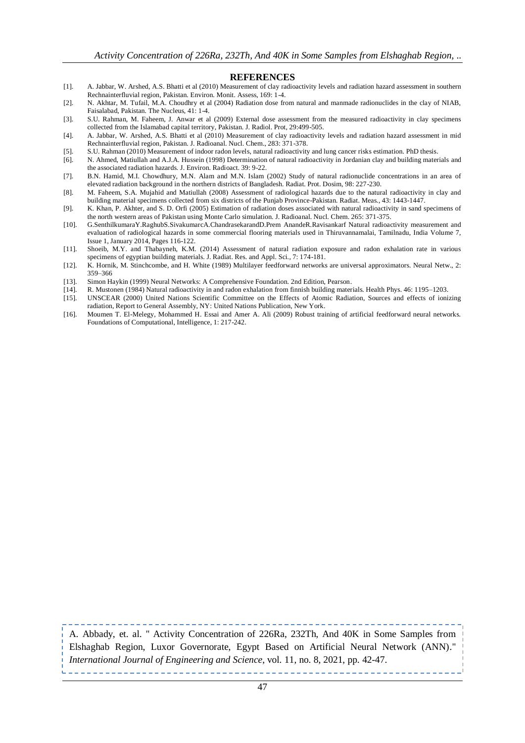## REFERENCES

[1]. A. Jabbar, W. Arshed, A.S. Bhatti et al (2010) Measurement of clay radioactivity levels and radiation hazard assessment in southern Rechnainterfluvial region, Pakistan. Environ. Monit. Assess, 169: 1-4.

[2]. N. Akhtar, M. Tufail, M.A. Choudhry et al (2004) Radiation dose from natural and manmade radionuclides in the clay of NIAB, Faisalabad, Pakistan. The Nucleus, 41: 1-4.

[3]. S.U. Rahman, M. Faheem, J. Anwar et al (2009) External dose assessment from the measured radioactivity in clay specimens collected from the Islamabad capital territory, Pakistan. J. Radiol. Prot, 29:499-505.

[4]. A. Jabbar, W. Arshed, A.S. Bhatti et al (2010) Measurement of clay radioactivity levels and radiation hazard assessment in mid Rechnainterfluvial region, Pakistan. J. Radioanal. Nucl. Chem., 283: 371-378.

[5]. S.U. Rahman (2010) Measurement of indoor radon levels, natural radioactivity and lung cancer risks estimation. PhD thesis.

[6]. N. Ahmed, Matiullah and A.J.A. Hussein (1998) Determination of natural radioactivity in Jordanian clay and building materials and the associated radiation hazards. J. Environ. Radioact. 39: 9-22.

[7]. B.N. Hamid, M.I. Chowdhury, M.N. Alam and M.N. Islam (2002) Study of natural radionuclide concentrations in an area of elevated radiation background in the northern districts of Bangladesh. Radiat. Prot. Dosim, 98: 227-230.

[8]. M. Faheem, S.A. Mujahid and Matiullah (2008) Assessment of radiological hazards due to the natural radioactivity in clay and building material specimens collected from six districts of the Punjab Province-Pakistan. Radiat. Meas., 43: 1443-1447.

[9]. K. Khan, P. Akhter, and S. D. Orfi (2005) Estimation of radiation doses associated with natural radioactivity in sand specimens of the north western areas of Pakistan using Monte Carlo simulation. J. Radioanal. Nucl. Chem. 265: 371-375.

[10]. G.SenthilkumaraY.RaghubS.SivakumarcA.ChandrasekarandD.Prem AnandeR.Ravisankarf Natural radioactivity measurement and evaluation of radiological hazards in some commercial flooring materials used in Thiruvannamalai, Tamilnadu, India Volume 7, Issue 1, January 2014, Pages 116-122.

[11]. Shoeib, M.Y. and Thabayneh, K.M. (2014) Assessment of natural radiation exposure and radon exhalation rate in various specimens of egyptian building materials. J. Radiat. Res. and Appl. Sci., 7: 174-181.

[12]. K. Hornik, M. Stinchcombe, and H. White (1989) Multilayer feedforward networks are universal approximators. Neural Netw., 2: 359–366

[13]. Simon Haykin (1999) Neural Networks: A Comprehensive Foundation. 2nd Edition, Pearson.

[14]. R. Mustonen (1984) Natural radioactivity in and radon exhalation from finnish building materials. Health Phys. 46: 1195–1203.

[15]. UNSCEAR (2000) United Nations Scientific Committee on the Effects of Atomic Radiation, Sources and effects of ionizing radiation, Report to General Assembly, NY: United Nations Publication, New York.

[16]. Moumen T. El-Melegy, Mohammed H. Essai and Amer A. Ali (2009) Robust training of artificial feedforward neural networks. Foundations of Computational, Intelligence, 1: 217-242.

A. Abbady, et. al. " Activity Concentration of 226Ra, 232Th, And 40K in Some Samples from Elshaghab Region, Luxor Governorate, Egypt Based on Artificial Neural Network (ANN)." *International Journal of Engineering and Science*, vol. 11, no. 8, 2021, pp. 42-47.